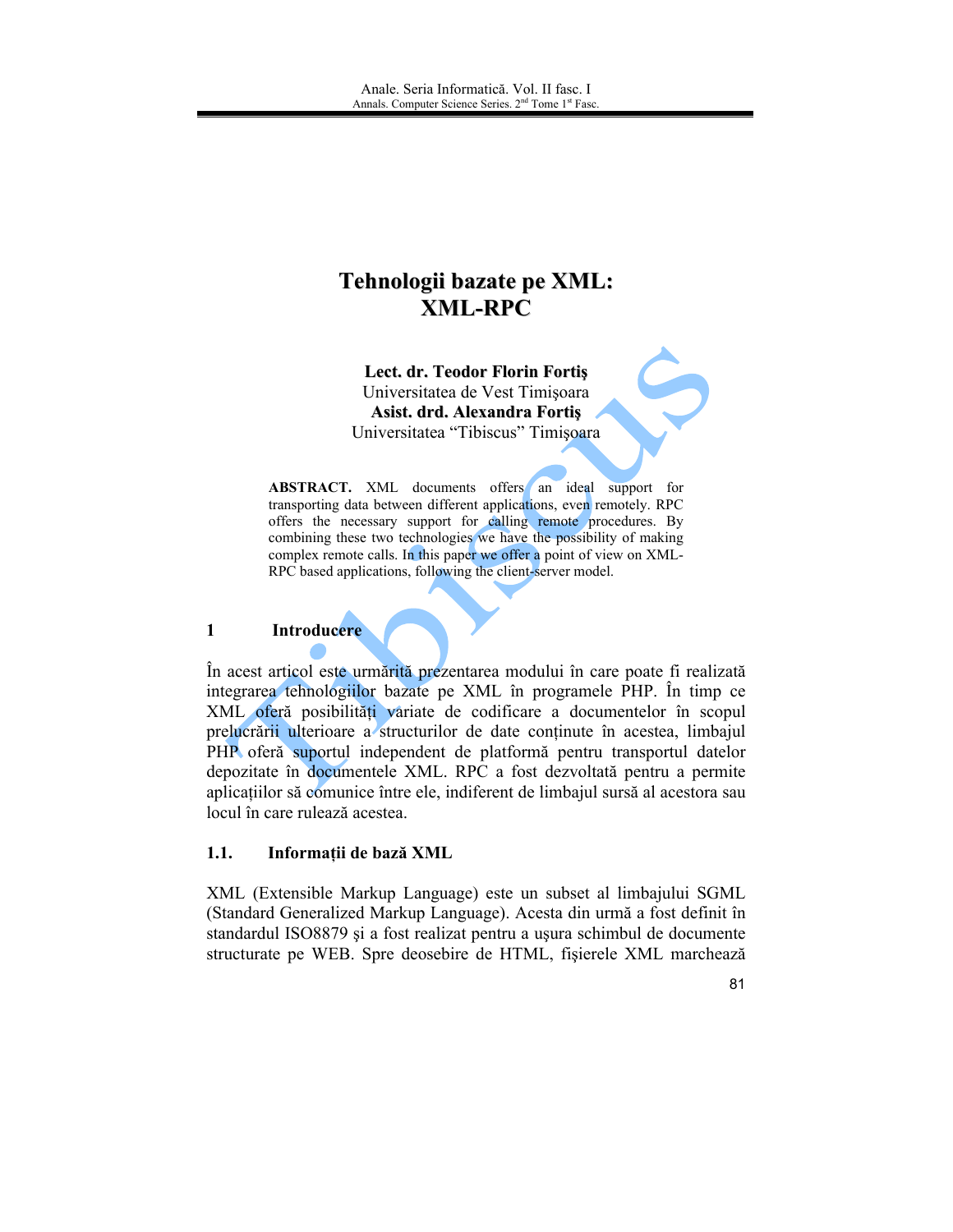# Tehnologii bazate pe XML: XML-RPC

**Lect. dr. Teodor Florin Fortiş**
Universitatea de Vest Timişoara
**Asist. drd. Alexandra Fortiş**
Universitatea "Tibiscus" Timişoara

**ABSTRACT.** XML documents offers an ideal support for transporting data between different applications, even remotely. RPC offers the necessary support for calling remote procedures. By combining these two technologies we have the possibility of making complex remote calls. In this paper we offer a point of view on XML-RPC based applications, following the client-server model.

## 1 Introducere

În acest articol este urmărită prezentarea modului în care poate fi realizată integrarea tehnologiilor bazate pe XML în programele PHP. În timp ce XML oferă posibilităţi variate de codificare a documentelor în scopul prelucrării ulterioare a structurilor de date conţinute în acestea, limbajul PHP oferă suportul independent de platformă pentru transportul datelor depozitate în documentele XML. RPC a fost dezvoltată pentru a permite aplicaţiilor să comunice între ele, indiferent de limbajul sursă al acestora sau locul în care rulează acestea.

### 1.1. Informaţii de bază XML

XML (Extensible Markup Language) este un subset al limbajului SGML (Standard Generalized Markup Language). Acesta din urmă a fost definit în standardul ISO8879 şi a fost realizat pentru a uşura schimbul de documente structurate pe WEB. Spre deosebire de HTML, fişierele XML marchează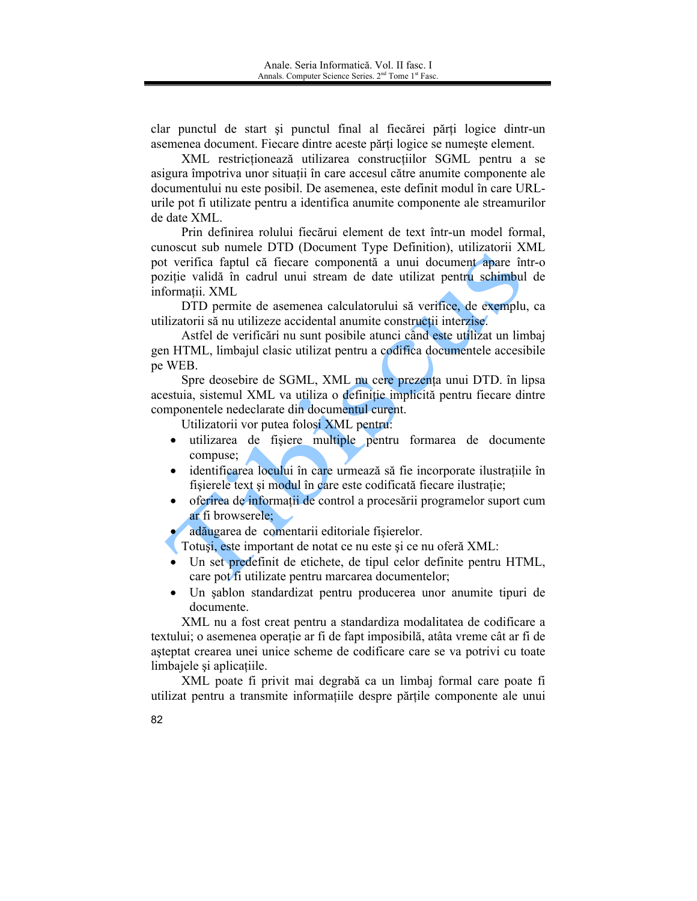clar punctul de start şi punctul final al fiecărei părţi logice dintr-un asemenea document. Fiecare dintre aceste părţi logice se numeşte element.

XML restricţionează utilizarea construcţiilor SGML pentru a se asigura împotriva unor situaţii în care accesul către anumite componente ale documentului nu este posibil. De asemenea, este definit modul în care URL-urile pot fi utilizate pentru a identifica anumite componente ale streamurilor de date XML.

Prin definirea rolului fiecărui element de text într-un model formal, cunoscut sub numele DTD (Document Type Definition), utilizatorii XML pot verifica faptul că fiecare componentă a unui document apare într-o poziţie validă în cadrul unui stream de date utilizat pentru schimbul de informaţii. XML

DTD permite de asemenea calculatorului să verifice, de exemplu, ca utilizatorii să nu utilizeze accidental anumite construcţii interzise.

Astfel de verificări nu sunt posibile atunci când este utilizat un limbaj gen HTML, limbajul clasic utilizat pentru a codifica documentele accesibile pe WEB.

Spre deosebire de SGML, XML nu cere prezenţa unui DTD. în lipsa acestuia, sistemul XML va utiliza o definiţie implicită pentru fiecare dintre componentele nedeclarate din documentul curent.

Utilizatorii vor putea folosi XML pentru:

- utilizarea de fişiere multiple pentru formarea de documente compuse;
- identificarea locului în care urmează să fie incorporate ilustraţiile în fişierele text şi modul în care este codificată fiecare ilustraţie;
- oferirea de informaţii de control a procesării programelor suport cum ar fi browserele;
- adăugarea de comentarii editoriale fişierelor.

Totuşi, este important de notat ce nu este şi ce nu oferă XML:

- Un set predefinit de etichete, de tipul celor definite pentru HTML, care pot fi utilizate pentru marcarea documentelor;
- Un şablon standardizat pentru producerea unor anumite tipuri de documente.

XML nu a fost creat pentru a standardiza modalitatea de codificare a textului; o asemenea operaţie ar fi de fapt imposibilă, atâta vreme cât ar fi de aşteptat crearea unei unice scheme de codificare care se va potrivi cu toate limbajele şi aplicaţiile.

XML poate fi privit mai degrabă ca un limbaj formal care poate fi utilizat pentru a transmite informaţiile despre părţile componente ale unui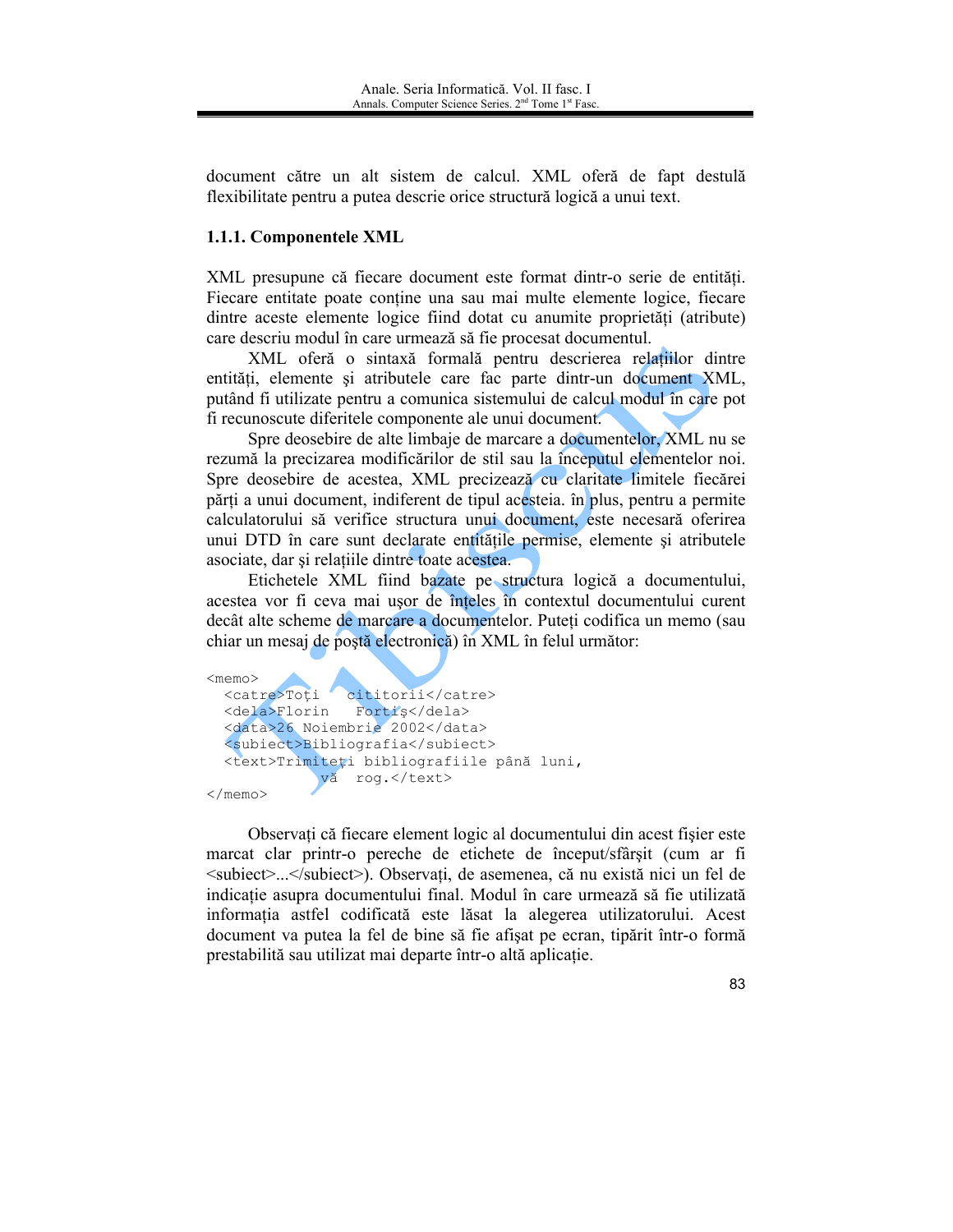document către un alt sistem de calcul. XML oferă de fapt destulă flexibilitate pentru a putea descrie orice structură logică a unui text.

### 1.1.1. Componentele XML

XML presupune că fiecare document este format dintr-o serie de entităţi. Fiecare entitate poate conţine una sau mai multe elemente logice, fiecare dintre aceste elemente logice fiind dotat cu anumite proprietăţi (atribute) care descriu modul în care urmează să fie procesat documentul.

XML oferă o sintaxă formală pentru descrierea relaţiilor dintre entităţi, elemente şi atributele care fac parte dintr-un document XML, putând fi utilizate pentru a comunica sistemului de calcul modul în care pot fi recunoscute diferitele componente ale unui document.

Spre deosebire de alte limbaje de marcare a documentelor, XML nu se rezumă la precizarea modificărilor de stil sau la începutul elementelor noi. Spre deosebire de acestea, XML precizează cu claritate limitele fiecărei părţi a unui document, indiferent de tipul acesteia. în plus, pentru a permite calculatorului să verifice structura unui document, este necesară oferirea unui DTD în care sunt declarate entităţile permise, elemente şi atributele asociate, dar şi relaţiile dintre toate acestea.

Etichetele XML fiind bazate pe structura logică a documentului, acestea vor fi ceva mai uşor de înţeles în contextul documentului curent decât alte scheme de marcare a documentelor. Puteţi codifica un memo (sau chiar un mesaj de poştă electronică) în XML în felul următor:

```
<memo>
  <catre>Toţi   cititorii</catre>
  <dela>Florin   Fortiş</dela>
  <data>26 Noiembrie 2002</data>
  <subiect>Bibliografia</subiect>
  <text>Trimiteţi bibliografiile până luni,
             vă  rog.</text>
</memo>
```

Observaţi că fiecare element logic al documentului din acest fişier este marcat clar printr-o pereche de etichete de început/sfârşit (cum ar fi <subiect>...</subiect>). Observaţi, de asemenea, că nu există nici un fel de indicaţie asupra documentului final. Modul în care urmează să fie utilizată informaţia astfel codificată este lăsat la alegerea utilizatorului. Acest document va putea la fel de bine să fie afişat pe ecran, tipărit într-o formă prestabilită sau utilizat mai departe într-o altă aplicaţie.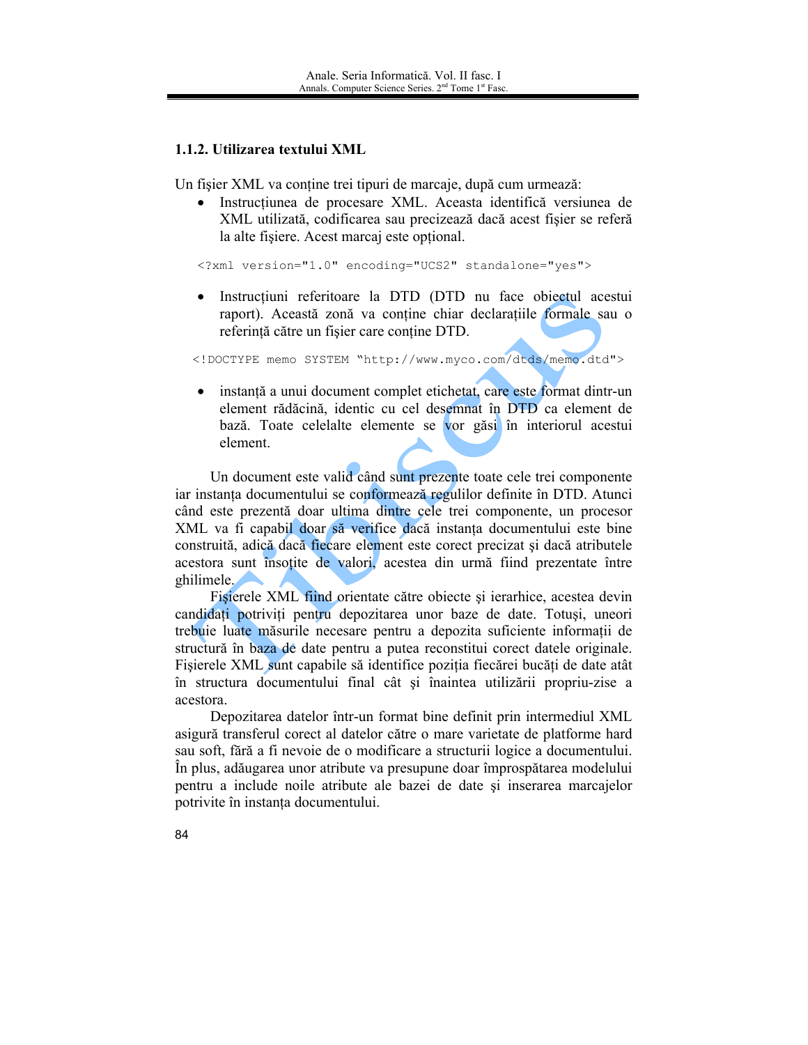### 1.1.2. Utilizarea textului XML

Un fişier XML va conţine trei tipuri de marcaje, după cum urmează:

- Instrucţiunea de procesare XML. Aceasta identifică versiunea de XML utilizată, codificarea sau precizează dacă acest fişier se referă la alte fişiere. Acest marcaj este opţional.

```
<?xml version="1.0" encoding="UCS2" standalone="yes">
```

- Instrucţiuni referitoare la DTD (DTD nu face obiectul acestui raport). Această zonă va conţine chiar declaraţiile formale sau o referinţă către un fişier care conţine DTD.

```
<!DOCTYPE memo SYSTEM "http://www.myco.com/dtds/memo.dtd">
```

- instanţă a unui document complet etichetat, care este format dintr-un element rădăcină, identic cu cel desemnat în DTD ca element de bază. Toate celelalte elemente se vor găsi în interiorul acestui element.

Un document este valid când sunt prezente toate cele trei componente iar instanţa documentului se conformează regulilor definite în DTD. Atunci când este prezentă doar ultima dintre cele trei componente, un procesor XML va fi capabil doar să verifice dacă instanţa documentului este bine construită, adică dacă fiecare element este corect precizat şi dacă atributele acestora sunt însoţite de valori, acestea din urmă fiind prezentate între ghilimele.

Fişierele XML fiind orientate către obiecte şi ierarhice, acestea devin candidaţi potriviţi pentru depozitarea unor baze de date. Totuşi, uneori trebuie luate măsurile necesare pentru a depozita suficiente informaţii de structură în baza de date pentru a putea reconstitui corect datele originale. Fişierele XML sunt capabile să identifice poziţia fiecărei bucăţi de date atât în structura documentului final cât şi înaintea utilizării propriu-zise a acestora.

Depozitarea datelor într-un format bine definit prin intermediul XML asigură transferul corect al datelor către o mare varietate de platforme hard sau soft, fără a fi nevoie de o modificare a structurii logice a documentului. În plus, adăugarea unor atribute va presupune doar împrospătarea modelului pentru a include noile atribute ale bazei de date şi inserarea marcajelor potrivite în instanţa documentului.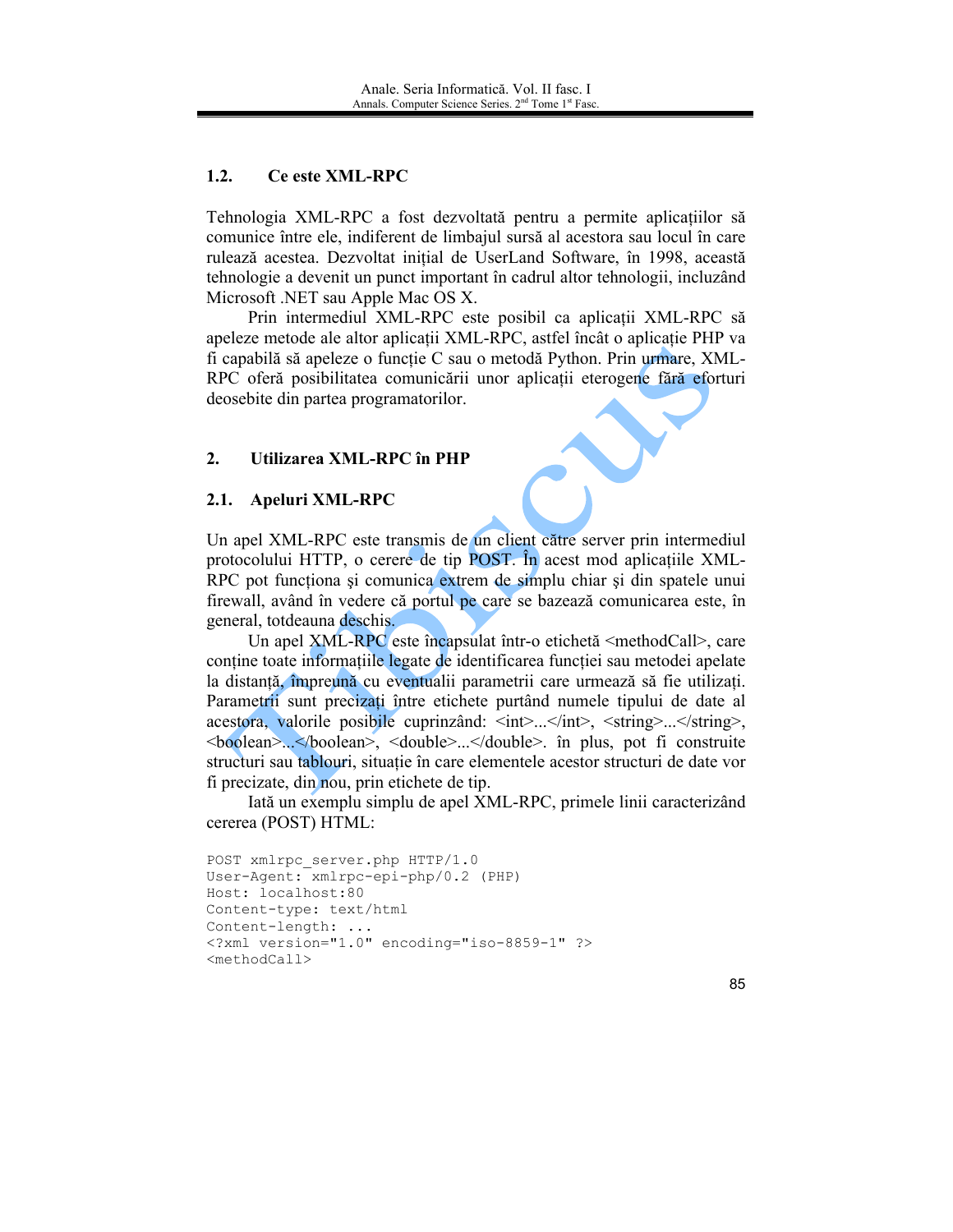## 1.2. Ce este XML-RPC

Tehnologia XML-RPC a fost dezvoltată pentru a permite aplicațiilor să comunice între ele, indiferent de limbajul sursă al acestora sau locul în care rulează acestea. Dezvoltat inițial de UserLand Software, în 1998, această tehnologie a devenit un punct important în cadrul altor tehnologii, incluzând Microsoft .NET sau Apple Mac OS X.

Prin intermediul XML-RPC este posibil ca aplicații XML-RPC să apeleze metode ale altor aplicații XML-RPC, astfel încât o aplicație PHP va fi capabilă să apeleze o funcție C sau o metodă Python. Prin urmare, XML-RPC oferă posibilitatea comunicării unor aplicații eterogene fără eforturi deosebite din partea programatorilor.

# 2. Utilizarea XML-RPC în PHP

## 2.1. Apeluri XML-RPC

Un apel XML-RPC este transmis de un client către server prin intermediul protocolului HTTP, o cerere de tip POST. În acest mod aplicațiile XML-RPC pot funcționa şi comunica extrem de simplu chiar şi din spatele unui firewall, având în vedere că portul pe care se bazează comunicarea este, în general, totdeauna deschis.

Un apel XML-RPC este încapsulat într-o etichetă <methodCall>, care conține toate informațiile legate de identificarea funcției sau metodei apelate la distanță, împreună cu eventualii parametrii care urmează să fie utilizați. Parametrii sunt precizați între etichete purtând numele tipului de date al acestora, valorile posibile cuprinzând: <int>...</int>, <string>...</string>, <boolean>...</boolean>, <double>...</double>. în plus, pot fi construite structuri sau tablouri, situație în care elementele acestor structuri de date vor fi precizate, din nou, prin etichete de tip.

Iată un exemplu simplu de apel XML-RPC, primele linii caracterizând cererea (POST) HTML:

```
POST xmlrpc_server.php HTTP/1.0
User-Agent: xmlrpc-epi-php/0.2 (PHP)
Host: localhost:80
Content-type: text/html
Content-length: ...
<?xml version="1.0" encoding="iso-8859-1" ?>
<methodCall>
```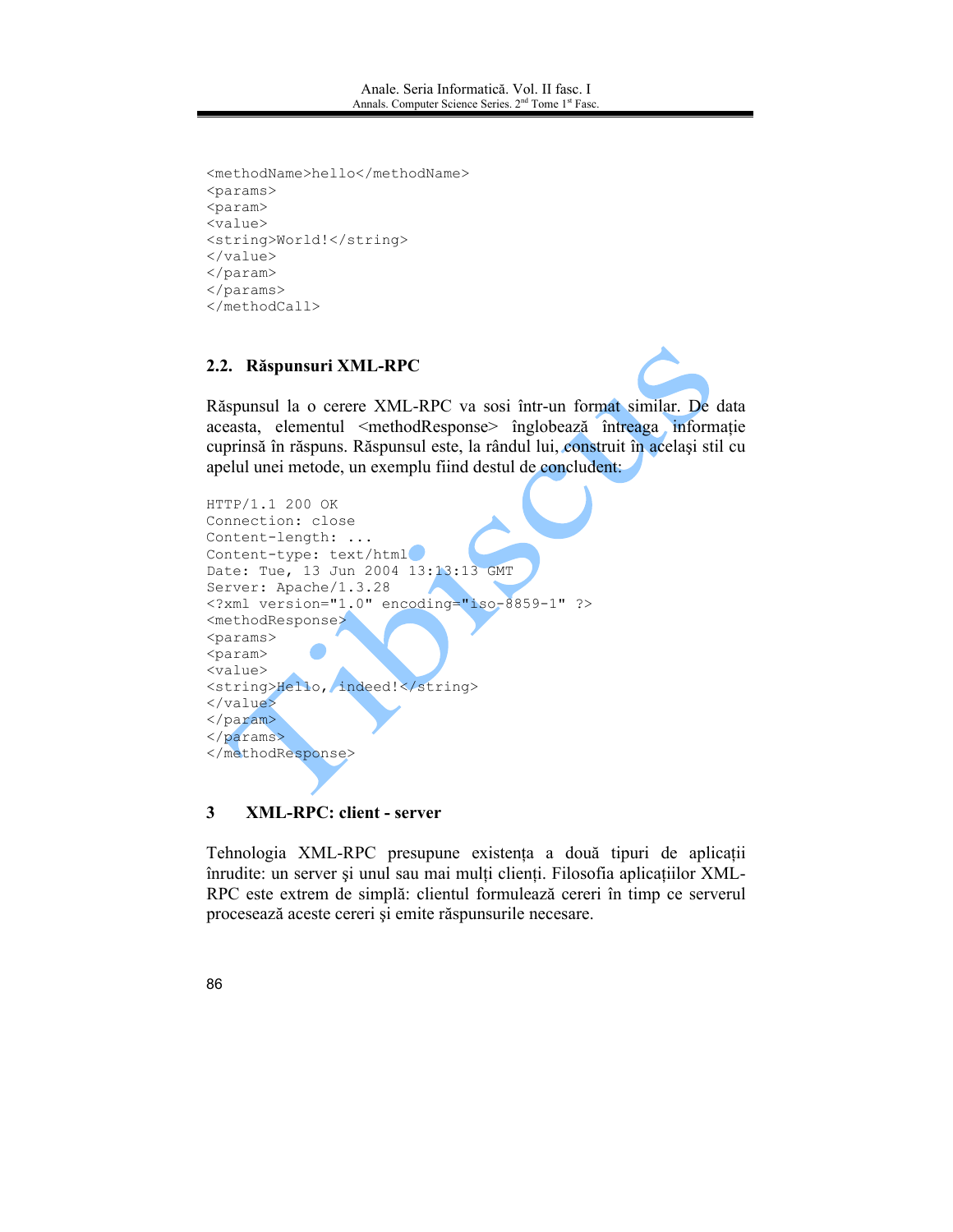```
<methodName>hello</methodName>
<params>
<param>
<value>
<string>World!</string>
</value>
</param>
</params>
</methodCall>
```

### 2.2. Răspunsuri XML-RPC

Răspunsul la o cerere XML-RPC va sosi într-un format similar. De data aceasta, elementul <methodResponse> înglobează întreaga informație cuprinsă în răspuns. Răspunsul este, la rândul lui, construit în acelaşi stil cu apelul unei metode, un exemplu fiind destul de concludent:

```
HTTP/1.1 200 OK
Connection: close
Content-length: ...
Content-type: text/html
Date: Tue, 13 Jun 2004 13:13:13 GMT
Server: Apache/1.3.28
<?xml version="1.0" encoding="iso-8859-1" ?>
<methodResponse>
<params>
<param>
<value>
<string>Hello, indeed!</string>
</value>
</param>
</params>
</methodResponse>
```

## 3 XML-RPC: client - server

Tehnologia XML-RPC presupune existența a două tipuri de aplicații înrudite: un server şi unul sau mai mulți clienți. Filosofia aplicațiilor XML-RPC este extrem de simplă: clientul formulează cereri în timp ce serverul procesează aceste cereri şi emite răspunsurile necesare.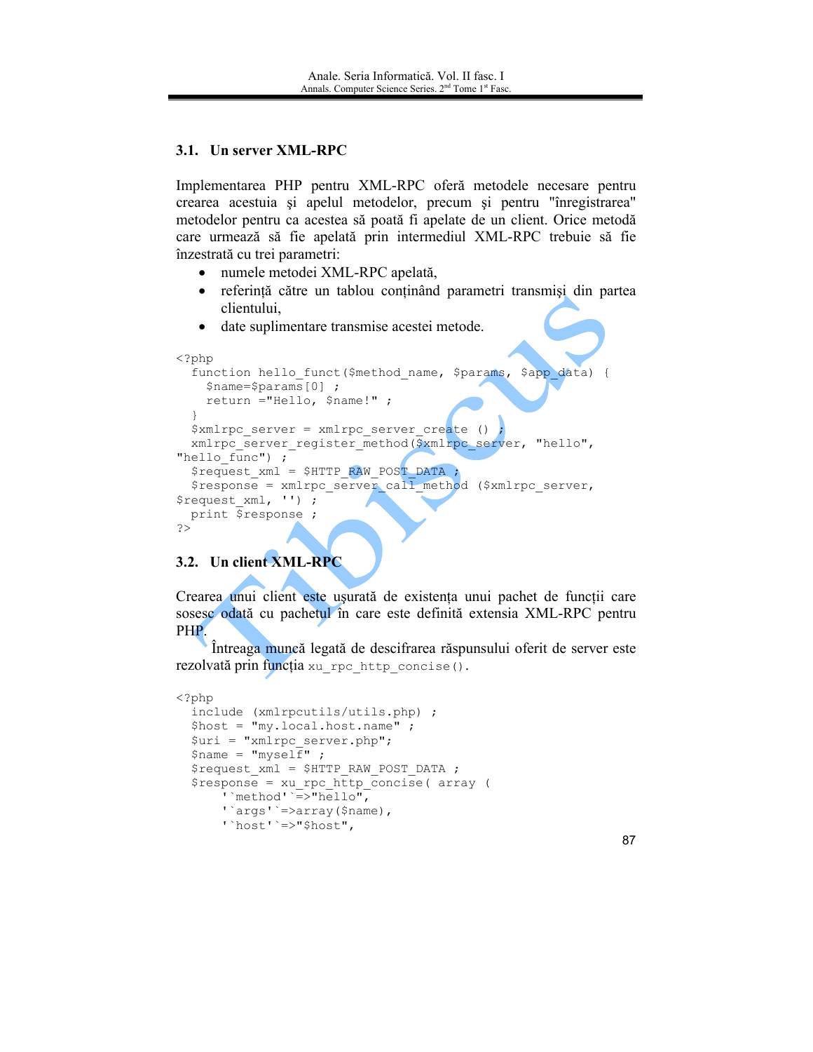### 3.1. Un server XML-RPC

Implementarea PHP pentru XML-RPC oferă metodele necesare pentru crearea acestuia şi apelul metodelor, precum şi pentru "înregistrarea" metodelor pentru ca acestea să poată fi apelate de un client. Orice metodă care urmează să fie apelată prin intermediul XML-RPC trebuie să fie înzestrată cu trei parametri:

- numele metodei XML-RPC apelată,
- referinţă către un tablou conţinând parametri transmişi din partea clientului,
- date suplimentare transmise acestei metode.

```
<?php
  function hello_funct($method_name, $params, $app_data) {
    $name=$params[0] ;
    return ="Hello, $name!" ;
  }
  $xmlrpc_server = xmlrpc_server_create () ;
  xmlrpc_server_register_method($xmlrpc_server, "hello",
"hello_func") ;
  $request_xml = $HTTP_RAW_POST_DATA ;
  $response = xmlrpc_server_call_method ($xmlrpc_server,
$request_xml, '') ;
  print $response ;
?>
```

### 3.2. Un client XML-RPC

Crearea unui client este uşurată de existenţa unui pachet de funcţii care sosesc odată cu pachetul în care este definită extensia XML-RPC pentru PHP.

Întreaga muncă legată de descifrarea răspunsului oferit de server este rezolvată prin funcţia `xu_rpc_http_concise()`.

```
<?php
  include (xmlrpcutils/utils.php) ;
  $host = "my.local.host.name" ;
  $uri = "xmlrpc_server.php";
  $name = "myself" ;
  $request_xml = $HTTP_RAW_POST_DATA ;
  $response = xu_rpc_http_concise( array (
      '`method'`=>"hello",
      '`args'`=>array($name),
      '`host'`=>"$host",
```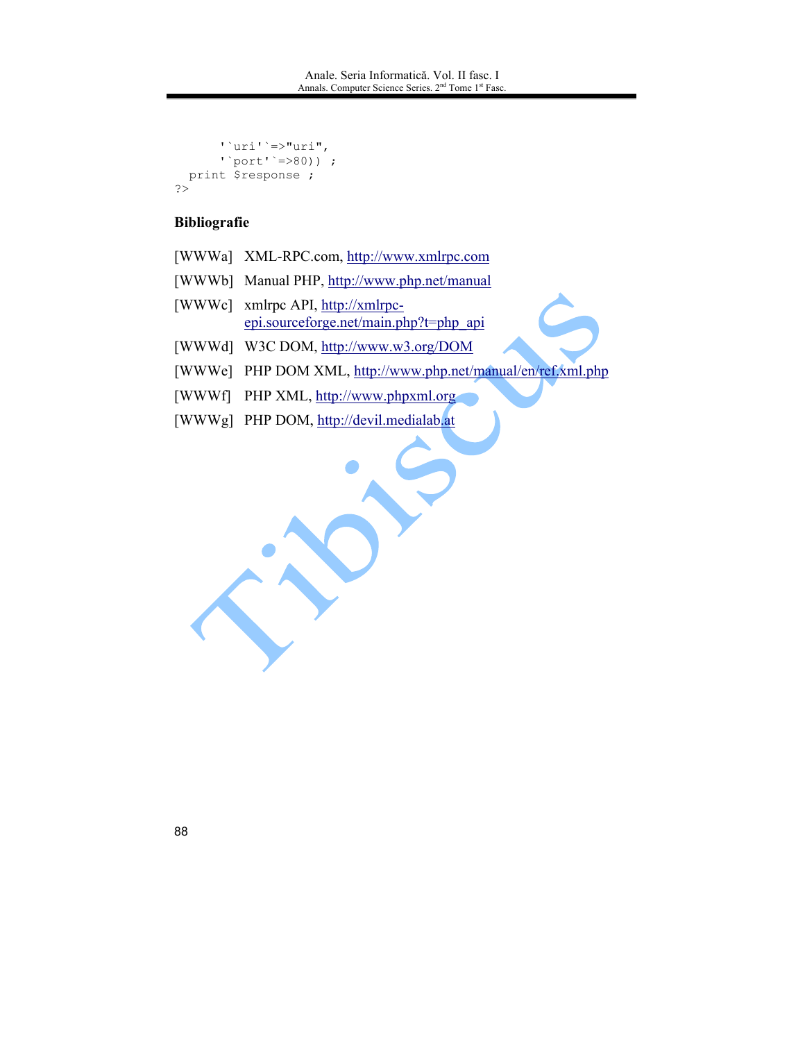```
      '`uri'`=>"uri",
      '`port'`=>80)) ;
  print $response ;
?>
```

## Bibliografie

[WWWa] XML-RPC.com, http://www.xmlrpc.com

[WWWb] Manual PHP, http://www.php.net/manual

[WWWc] xmlrpc API, http://xmlrpc-epi.sourceforge.net/main.php?t=php_api

[WWWd] W3C DOM, http://www.w3.org/DOM

[WWWe] PHP DOM XML, http://www.php.net/manual/en/ref.xml.php

[WWWf] PHP XML, http://www.phpxml.org

[WWWg] PHP DOM, http://devil.medialab.at